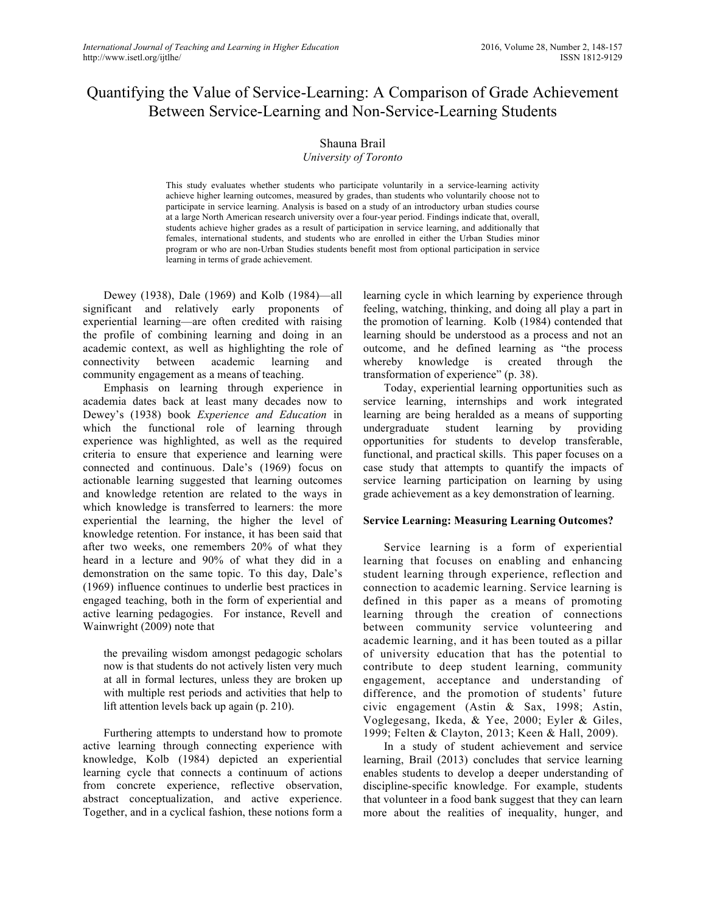# Quantifying the Value of Service-Learning: A Comparison of Grade Achievement Between Service-Learning and Non-Service-Learning Students

Shauna Brail
*University of Toronto*

This study evaluates whether students who participate voluntarily in a service-learning activity achieve higher learning outcomes, measured by grades, than students who voluntarily choose not to participate in service learning. Analysis is based on a study of an introductory urban studies course at a large North American research university over a four-year period. Findings indicate that, overall, students achieve higher grades as a result of participation in service learning, and additionally that females, international students, and students who are enrolled in either the Urban Studies minor program or who are non-Urban Studies students benefit most from optional participation in service learning in terms of grade achievement.

Dewey (1938), Dale (1969) and Kolb (1984)—all significant and relatively early proponents of experiential learning—are often credited with raising the profile of combining learning and doing in an academic context, as well as highlighting the role of connectivity between academic learning and community engagement as a means of teaching.

Emphasis on learning through experience in academia dates back at least many decades now to Dewey's (1938) book *Experience and Education* in which the functional role of learning through experience was highlighted, as well as the required criteria to ensure that experience and learning were connected and continuous. Dale's (1969) focus on actionable learning suggested that learning outcomes and knowledge retention are related to the ways in which knowledge is transferred to learners: the more experiential the learning, the higher the level of knowledge retention. For instance, it has been said that after two weeks, one remembers 20% of what they heard in a lecture and 90% of what they did in a demonstration on the same topic. To this day, Dale's (1969) influence continues to underlie best practices in engaged teaching, both in the form of experiential and active learning pedagogies. For instance, Revell and Wainwright (2009) note that

> the prevailing wisdom amongst pedagogic scholars now is that students do not actively listen very much at all in formal lectures, unless they are broken up with multiple rest periods and activities that help to lift attention levels back up again (p. 210).

Furthering attempts to understand how to promote active learning through connecting experience with knowledge, Kolb (1984) depicted an experiential learning cycle that connects a continuum of actions from concrete experience, reflective observation, abstract conceptualization, and active experience. Together, and in a cyclical fashion, these notions form a learning cycle in which learning by experience through feeling, watching, thinking, and doing all play a part in the promotion of learning. Kolb (1984) contended that learning should be understood as a process and not an outcome, and he defined learning as "the process whereby knowledge is created through the transformation of experience" (p. 38).

Today, experiential learning opportunities such as service learning, internships and work integrated learning are being heralded as a means of supporting undergraduate student learning by providing opportunities for students to develop transferable, functional, and practical skills. This paper focuses on a case study that attempts to quantify the impacts of service learning participation on learning by using grade achievement as a key demonstration of learning.

## Service Learning: Measuring Learning Outcomes?

Service learning is a form of experiential learning that focuses on enabling and enhancing student learning through experience, reflection and connection to academic learning. Service learning is defined in this paper as a means of promoting learning through the creation of connections between community service volunteering and academic learning, and it has been touted as a pillar of university education that has the potential to contribute to deep student learning, community engagement, acceptance and understanding of difference, and the promotion of students' future civic engagement (Astin & Sax, 1998; Astin, Voglegesang, Ikeda, & Yee, 2000; Eyler & Giles, 1999; Felten & Clayton, 2013; Keen & Hall, 2009).

In a study of student achievement and service learning, Brail (2013) concludes that service learning enables students to develop a deeper understanding of discipline-specific knowledge. For example, students that volunteer in a food bank suggest that they can learn more about the realities of inequality, hunger, and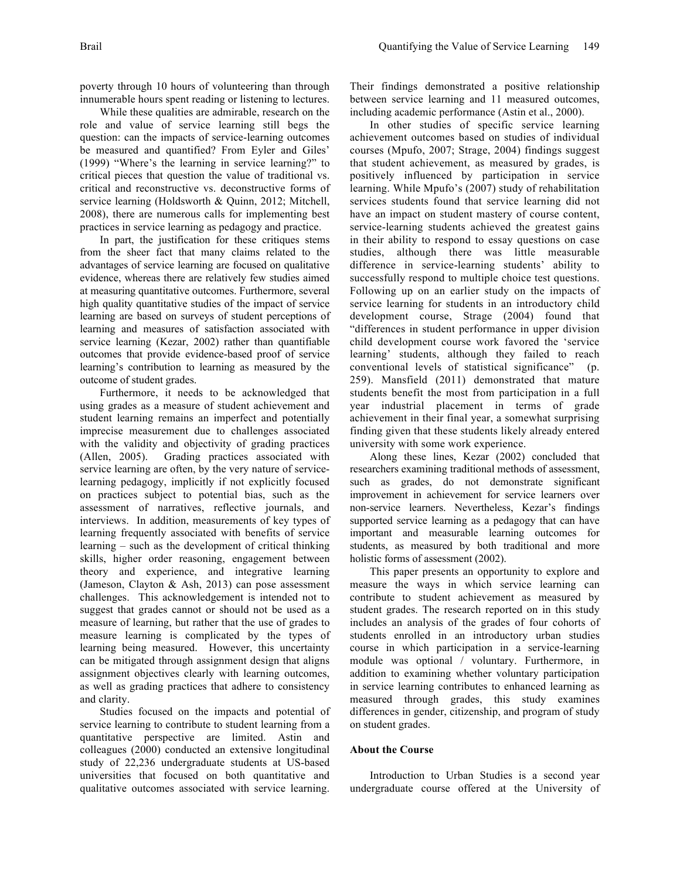poverty through 10 hours of volunteering than through innumerable hours spent reading or listening to lectures.

While these qualities are admirable, research on the role and value of service learning still begs the question: can the impacts of service-learning outcomes be measured and quantified? From Eyler and Giles' (1999) "Where's the learning in service learning?" to critical pieces that question the value of traditional vs. critical and reconstructive vs. deconstructive forms of service learning (Holdsworth & Quinn, 2012; Mitchell, 2008), there are numerous calls for implementing best practices in service learning as pedagogy and practice.

In part, the justification for these critiques stems from the sheer fact that many claims related to the advantages of service learning are focused on qualitative evidence, whereas there are relatively few studies aimed at measuring quantitative outcomes. Furthermore, several high quality quantitative studies of the impact of service learning are based on surveys of student perceptions of learning and measures of satisfaction associated with service learning (Kezar, 2002) rather than quantifiable outcomes that provide evidence-based proof of service learning's contribution to learning as measured by the outcome of student grades.

Furthermore, it needs to be acknowledged that using grades as a measure of student achievement and student learning remains an imperfect and potentially imprecise measurement due to challenges associated with the validity and objectivity of grading practices (Allen, 2005). Grading practices associated with service learning are often, by the very nature of service-learning pedagogy, implicitly if not explicitly focused on practices subject to potential bias, such as the assessment of narratives, reflective journals, and interviews. In addition, measurements of key types of learning frequently associated with benefits of service learning – such as the development of critical thinking skills, higher order reasoning, engagement between theory and experience, and integrative learning (Jameson, Clayton & Ash, 2013) can pose assessment challenges. This acknowledgement is intended not to suggest that grades cannot or should not be used as a measure of learning, but rather that the use of grades to measure learning is complicated by the types of learning being measured. However, this uncertainty can be mitigated through assignment design that aligns assignment objectives clearly with learning outcomes, as well as grading practices that adhere to consistency and clarity.

Studies focused on the impacts and potential of service learning to contribute to student learning from a quantitative perspective are limited. Astin and colleagues (2000) conducted an extensive longitudinal study of 22,236 undergraduate students at US-based universities that focused on both quantitative and qualitative outcomes associated with service learning. Their findings demonstrated a positive relationship between service learning and 11 measured outcomes, including academic performance (Astin et al., 2000).

In other studies of specific service learning achievement outcomes based on studies of individual courses (Mpufo, 2007; Strage, 2004) findings suggest that student achievement, as measured by grades, is positively influenced by participation in service learning. While Mpufo's (2007) study of rehabilitation services students found that service learning did not have an impact on student mastery of course content, service-learning students achieved the greatest gains in their ability to respond to essay questions on case studies, although there was little measurable difference in service-learning students' ability to successfully respond to multiple choice test questions. Following up on an earlier study on the impacts of service learning for students in an introductory child development course, Strage (2004) found that "differences in student performance in upper division child development course work favored the 'service learning' students, although they failed to reach conventional levels of statistical significance" (p. 259). Mansfield (2011) demonstrated that mature students benefit the most from participation in a full year industrial placement in terms of grade achievement in their final year, a somewhat surprising finding given that these students likely already entered university with some work experience.

Along these lines, Kezar (2002) concluded that researchers examining traditional methods of assessment, such as grades, do not demonstrate significant improvement in achievement for service learners over non-service learners. Nevertheless, Kezar's findings supported service learning as a pedagogy that can have important and measurable learning outcomes for students, as measured by both traditional and more holistic forms of assessment (2002).

This paper presents an opportunity to explore and measure the ways in which service learning can contribute to student achievement as measured by student grades. The research reported on in this study includes an analysis of the grades of four cohorts of students enrolled in an introductory urban studies course in which participation in a service-learning module was optional / voluntary. Furthermore, in addition to examining whether voluntary participation in service learning contributes to enhanced learning as measured through grades, this study examines differences in gender, citizenship, and program of study on student grades.

**About the Course**

Introduction to Urban Studies is a second year undergraduate course offered at the University of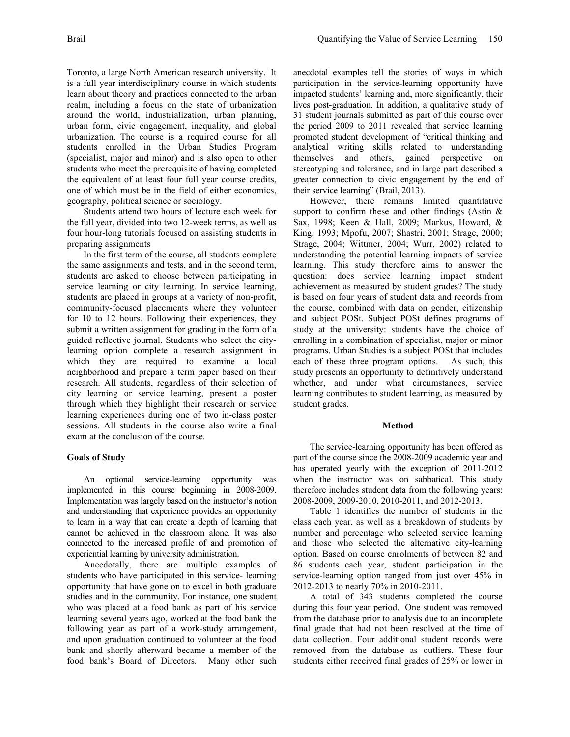Toronto, a large North American research university. It is a full year interdisciplinary course in which students learn about theory and practices connected to the urban realm, including a focus on the state of urbanization around the world, industrialization, urban planning, urban form, civic engagement, inequality, and global urbanization. The course is a required course for all students enrolled in the Urban Studies Program (specialist, major and minor) and is also open to other students who meet the prerequisite of having completed the equivalent of at least four full year course credits, one of which must be in the field of either economics, geography, political science or sociology.

Students attend two hours of lecture each week for the full year, divided into two 12-week terms, as well as four hour-long tutorials focused on assisting students in preparing assignments

In the first term of the course, all students complete the same assignments and tests, and in the second term, students are asked to choose between participating in service learning or city learning. In service learning, students are placed in groups at a variety of non-profit, community-focused placements where they volunteer for 10 to 12 hours. Following their experiences, they submit a written assignment for grading in the form of a guided reflective journal. Students who select the city-learning option complete a research assignment in which they are required to examine a local neighborhood and prepare a term paper based on their research. All students, regardless of their selection of city learning or service learning, present a poster through which they highlight their research or service learning experiences during one of two in-class poster sessions. All students in the course also write a final exam at the conclusion of the course.

### Goals of Study

An optional service-learning opportunity was implemented in this course beginning in 2008-2009. Implementation was largely based on the instructor's notion and understanding that experience provides an opportunity to learn in a way that can create a depth of learning that cannot be achieved in the classroom alone. It was also connected to the increased profile of and promotion of experiential learning by university administration.

Anecdotally, there are multiple examples of students who have participated in this service- learning opportunity that have gone on to excel in both graduate studies and in the community. For instance, one student who was placed at a food bank as part of his service learning several years ago, worked at the food bank the following year as part of a work-study arrangement, and upon graduation continued to volunteer at the food bank and shortly afterward became a member of the food bank's Board of Directors. Many other such anecdotal examples tell the stories of ways in which participation in the service-learning opportunity have impacted students' learning and, more significantly, their lives post-graduation. In addition, a qualitative study of 31 student journals submitted as part of this course over the period 2009 to 2011 revealed that service learning promoted student development of "critical thinking and analytical writing skills related to understanding themselves and others, gained perspective on stereotyping and tolerance, and in large part described a greater connection to civic engagement by the end of their service learning" (Brail, 2013).

However, there remains limited quantitative support to confirm these and other findings (Astin & Sax, 1998; Keen & Hall, 2009; Markus, Howard, & King, 1993; Mpofu, 2007; Shastri, 2001; Strage, 2000; Strage, 2004; Wittmer, 2004; Wurr, 2002) related to understanding the potential learning impacts of service learning. This study therefore aims to answer the question: does service learning impact student achievement as measured by student grades? The study is based on four years of student data and records from the course, combined with data on gender, citizenship and subject POSt. Subject POSt defines programs of study at the university: students have the choice of enrolling in a combination of specialist, major or minor programs. Urban Studies is a subject POSt that includes each of these three program options. As such, this study presents an opportunity to definitively understand whether, and under what circumstances, service learning contributes to student learning, as measured by student grades.

## Method

The service-learning opportunity has been offered as part of the course since the 2008-2009 academic year and has operated yearly with the exception of 2011-2012 when the instructor was on sabbatical. This study therefore includes student data from the following years: 2008-2009, 2009-2010, 2010-2011, and 2012-2013.

Table 1 identifies the number of students in the class each year, as well as a breakdown of students by number and percentage who selected service learning and those who selected the alternative city-learning option. Based on course enrolments of between 82 and 86 students each year, student participation in the service-learning option ranged from just over 45% in 2012-2013 to nearly 70% in 2010-2011.

A total of 343 students completed the course during this four year period. One student was removed from the database prior to analysis due to an incomplete final grade that had not been resolved at the time of data collection. Four additional student records were removed from the database as outliers. These four students either received final grades of 25% or lower in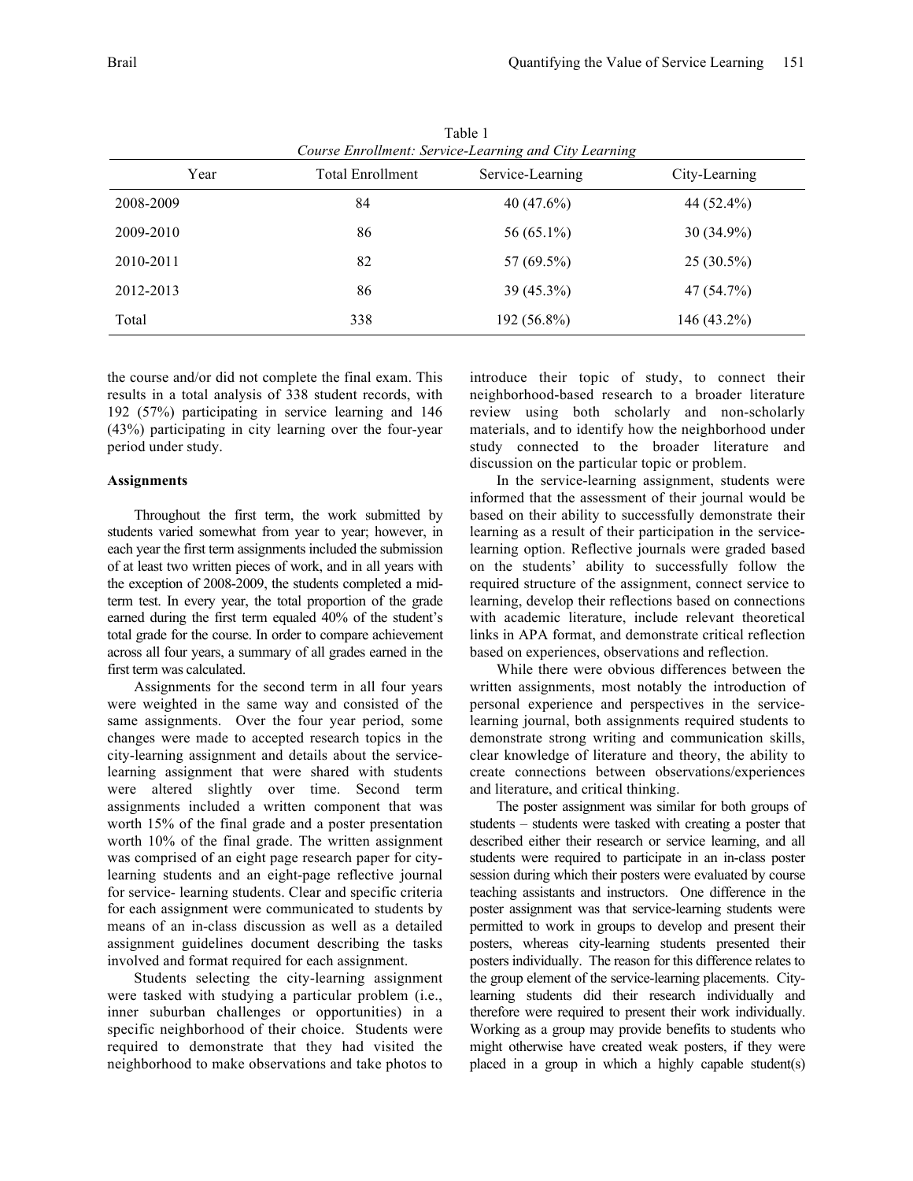Table 1
*Course Enrollment: Service-Learning and City Learning*

| Year | Total Enrollment | Service-Learning | City-Learning |
|---|---|---|---|
| 2008-2009 | 84 | 40 (47.6%) | 44 (52.4%) |
| 2009-2010 | 86 | 56 (65.1%) | 30 (34.9%) |
| 2010-2011 | 82 | 57 (69.5%) | 25 (30.5%) |
| 2012-2013 | 86 | 39 (45.3%) | 47 (54.7%) |
| Total | 338 | 192 (56.8%) | 146 (43.2%) |

the course and/or did not complete the final exam. This results in a total analysis of 338 student records, with 192 (57%) participating in service learning and 146 (43%) participating in city learning over the four-year period under study.

**Assignments**

Throughout the first term, the work submitted by students varied somewhat from year to year; however, in each year the first term assignments included the submission of at least two written pieces of work, and in all years with the exception of 2008-2009, the students completed a mid-term test. In every year, the total proportion of the grade earned during the first term equaled 40% of the student's total grade for the course. In order to compare achievement across all four years, a summary of all grades earned in the first term was calculated.

Assignments for the second term in all four years were weighted in the same way and consisted of the same assignments. Over the four year period, some changes were made to accepted research topics in the city-learning assignment and details about the service-learning assignment that were shared with students were altered slightly over time. Second term assignments included a written component that was worth 15% of the final grade and a poster presentation worth 10% of the final grade. The written assignment was comprised of an eight page research paper for city-learning students and an eight-page reflective journal for service- learning students. Clear and specific criteria for each assignment were communicated to students by means of an in-class discussion as well as a detailed assignment guidelines document describing the tasks involved and format required for each assignment.

Students selecting the city-learning assignment were tasked with studying a particular problem (i.e., inner suburban challenges or opportunities) in a specific neighborhood of their choice. Students were required to demonstrate that they had visited the neighborhood to make observations and take photos to introduce their topic of study, to connect their neighborhood-based research to a broader literature review using both scholarly and non-scholarly materials, and to identify how the neighborhood under study connected to the broader literature and discussion on the particular topic or problem.

In the service-learning assignment, students were informed that the assessment of their journal would be based on their ability to successfully demonstrate their learning as a result of their participation in the service-learning option. Reflective journals were graded based on the students' ability to successfully follow the required structure of the assignment, connect service to learning, develop their reflections based on connections with academic literature, include relevant theoretical links in APA format, and demonstrate critical reflection based on experiences, observations and reflection.

While there were obvious differences between the written assignments, most notably the introduction of personal experience and perspectives in the service-learning journal, both assignments required students to demonstrate strong writing and communication skills, clear knowledge of literature and theory, the ability to create connections between observations/experiences and literature, and critical thinking.

The poster assignment was similar for both groups of students – students were tasked with creating a poster that described either their research or service learning, and all students were required to participate in an in-class poster session during which their posters were evaluated by course teaching assistants and instructors. One difference in the poster assignment was that service-learning students were permitted to work in groups to develop and present their posters, whereas city-learning students presented their posters individually. The reason for this difference relates to the group element of the service-learning placements. City-learning students did their research individually and therefore were required to present their work individually. Working as a group may provide benefits to students who might otherwise have created weak posters, if they were placed in a group in which a highly capable student(s)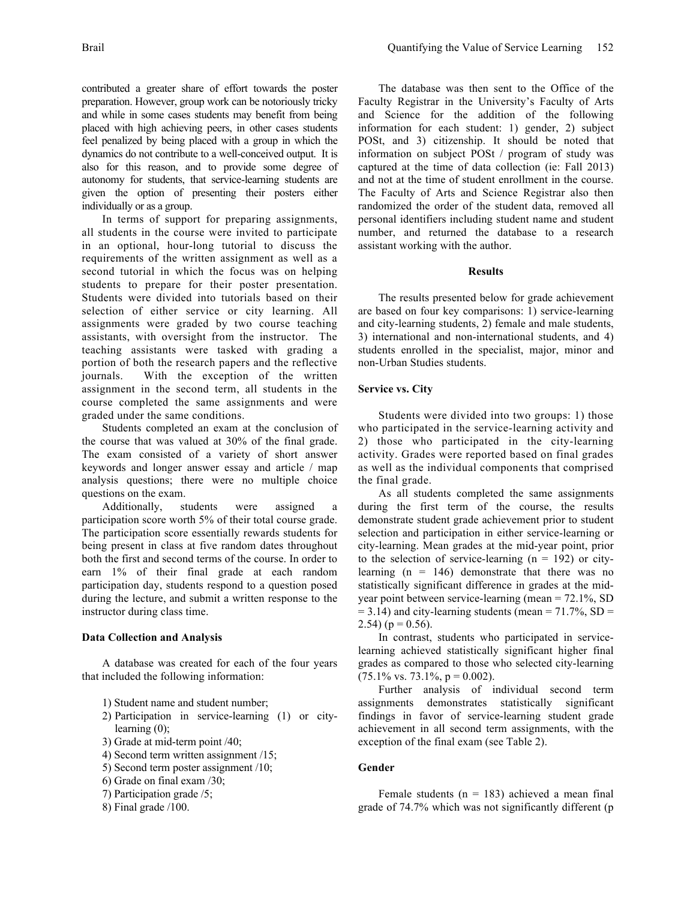contributed a greater share of effort towards the poster preparation. However, group work can be notoriously tricky and while in some cases students may benefit from being placed with high achieving peers, in other cases students feel penalized by being placed with a group in which the dynamics do not contribute to a well-conceived output. It is also for this reason, and to provide some degree of autonomy for students, that service-learning students are given the option of presenting their posters either individually or as a group.

In terms of support for preparing assignments, all students in the course were invited to participate in an optional, hour-long tutorial to discuss the requirements of the written assignment as well as a second tutorial in which the focus was on helping students to prepare for their poster presentation. Students were divided into tutorials based on their selection of either service or city learning. All assignments were graded by two course teaching assistants, with oversight from the instructor. The teaching assistants were tasked with grading a portion of both the research papers and the reflective journals. With the exception of the written assignment in the second term, all students in the course completed the same assignments and were graded under the same conditions.

Students completed an exam at the conclusion of the course that was valued at 30% of the final grade. The exam consisted of a variety of short answer keywords and longer answer essay and article / map analysis questions; there were no multiple choice questions on the exam.

Additionally, students were assigned a participation score worth 5% of their total course grade. The participation score essentially rewards students for being present in class at five random dates throughout both the first and second terms of the course. In order to earn 1% of their final grade at each random participation day, students respond to a question posed during the lecture, and submit a written response to the instructor during class time.

### Data Collection and Analysis

A database was created for each of the four years that included the following information:

1) Student name and student number;
2) Participation in service-learning (1) or city-learning (0);
3) Grade at mid-term point /40;
4) Second term written assignment /15;
5) Second term poster assignment /10;
6) Grade on final exam /30;
7) Participation grade /5;
8) Final grade /100.

The database was then sent to the Office of the Faculty Registrar in the University's Faculty of Arts and Science for the addition of the following information for each student: 1) gender, 2) subject POSt, and 3) citizenship. It should be noted that information on subject POSt / program of study was captured at the time of data collection (ie: Fall 2013) and not at the time of student enrollment in the course. The Faculty of Arts and Science Registrar also then randomized the order of the student data, removed all personal identifiers including student name and student number, and returned the database to a research assistant working with the author.

## Results

The results presented below for grade achievement are based on four key comparisons: 1) service-learning and city-learning students, 2) female and male students, 3) international and non-international students, and 4) students enrolled in the specialist, major, minor and non-Urban Studies students.

### Service vs. City

Students were divided into two groups: 1) those who participated in the service-learning activity and 2) those who participated in the city-learning activity. Grades were reported based on final grades as well as the individual components that comprised the final grade.

As all students completed the same assignments during the first term of the course, the results demonstrate student grade achievement prior to student selection and participation in either service-learning or city-learning. Mean grades at the mid-year point, prior to the selection of service-learning ($n = 192$) or city-learning ($n = 146$) demonstrate that there was no statistically significant difference in grades at the mid-year point between service-learning (mean = 72.1%, SD = 3.14) and city-learning students (mean = 71.7%, SD = 2.54) ($p = 0.56$).

In contrast, students who participated in service-learning achieved statistically significant higher final grades as compared to those who selected city-learning (75.1% vs. 73.1%, $p = 0.002$).

Further analysis of individual second term assignments demonstrates statistically significant findings in favor of service-learning student grade achievement in all second term assignments, with the exception of the final exam (see Table 2).

### Gender

Female students ($n = 183$) achieved a mean final grade of 74.7% which was not significantly different (p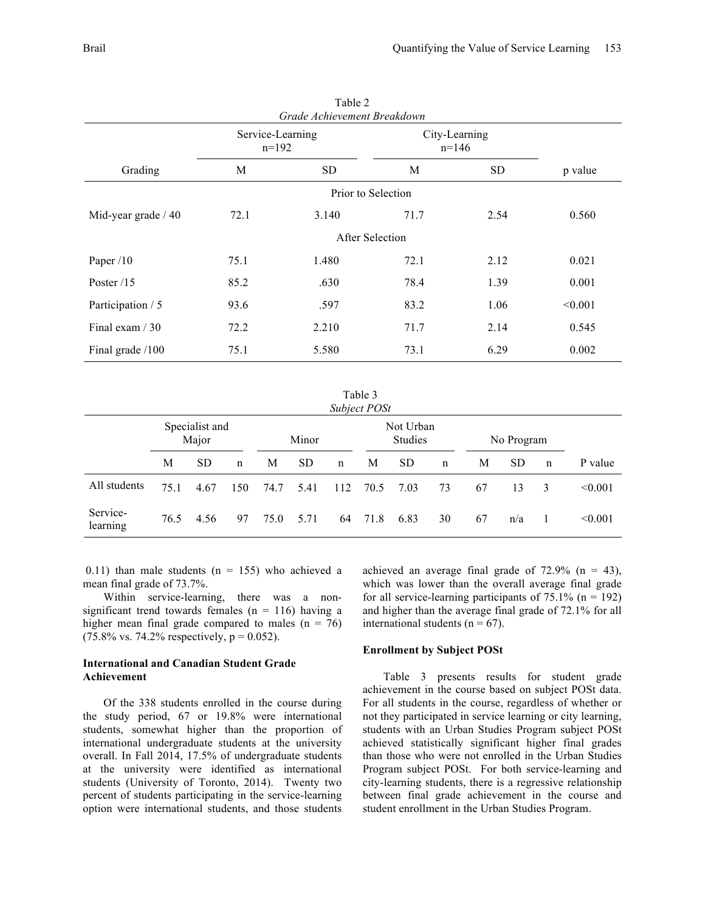Table 2
*Grade Achievement Breakdown*

| Grading | Service-Learning n=192 | | City-Learning n=146 | | p value |
|---|---|---|---|---|---|
| | M | SD | M | SD | |
| | Prior to Selection | | | | |
| Mid-year grade / 40 | 72.1 | 3.140 | 71.7 | 2.54 | 0.560 |
| | After Selection | | | | |
| Paper /10 | 75.1 | 1.480 | 72.1 | 2.12 | 0.021 |
| Poster /15 | 85.2 | .630 | 78.4 | 1.39 | 0.001 |
| Participation / 5 | 93.6 | .597 | 83.2 | 1.06 | <0.001 |
| Final exam / 30 | 72.2 | 2.210 | 71.7 | 2.14 | 0.545 |
| Final grade /100 | 75.1 | 5.580 | 73.1 | 6.29 | 0.002 |

Table 3
*Subject POSt*

| | Specialist and Major | | | Minor | | | Not Urban Studies | | | No Program | | | P value |
|---|---|---|---|---|---|---|---|---|---|---|---|---|---|
| | M | SD | n | M | SD | n | M | SD | n | M | SD | n | |
| All students | 75.1 | 4.67 | 150 | 74.7 | 5.41 | 112 | 70.5 | 7.03 | 73 | 67 | 13 | 3 | <0.001 |
| Service-learning | 76.5 | 4.56 | 97 | 75.0 | 5.71 | 64 | 71.8 | 6.83 | 30 | 67 | n/a | 1 | <0.001 |

0.11) than male students (n = 155) who achieved a mean final grade of 73.7%.

Within service-learning, there was a non-significant trend towards females (n = 116) having a higher mean final grade compared to males (n = 76) (75.8% vs. 74.2% respectively, $p = 0.052$).

**International and Canadian Student Grade Achievement**

Of the 338 students enrolled in the course during the study period, 67 or 19.8% were international students, somewhat higher than the proportion of international undergraduate students at the university overall. In Fall 2014, 17.5% of undergraduate students at the university were identified as international students (University of Toronto, 2014). Twenty two percent of students participating in the service-learning option were international students, and those students achieved an average final grade of 72.9% (n = 43), which was lower than the overall average final grade for all service-learning participants of 75.1% (n = 192) and higher than the average final grade of 72.1% for all international students (n = 67).

**Enrollment by Subject POSt**

Table 3 presents results for student grade achievement in the course based on subject POSt data. For all students in the course, regardless of whether or not they participated in service learning or city learning, students with an Urban Studies Program subject POSt achieved statistically significant higher final grades than those who were not enrolled in the Urban Studies Program subject POSt. For both service-learning and city-learning students, there is a regressive relationship between final grade achievement in the course and student enrollment in the Urban Studies Program.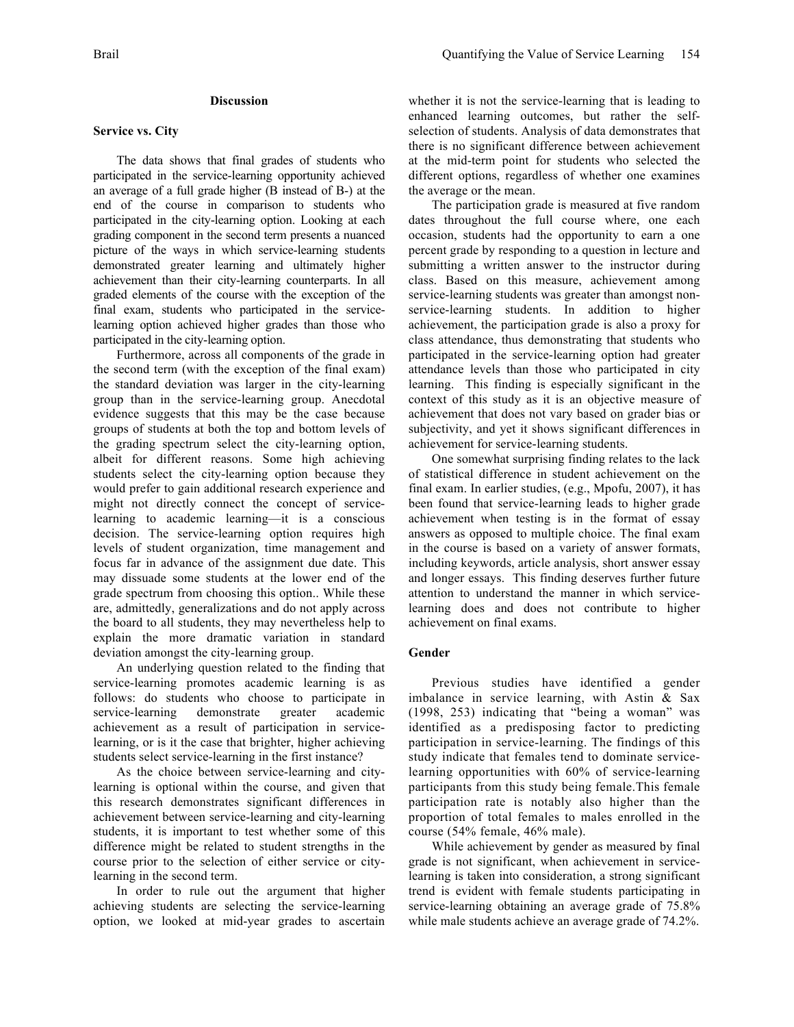## Discussion

### Service vs. City

The data shows that final grades of students who participated in the service-learning opportunity achieved an average of a full grade higher (B instead of B-) at the end of the course in comparison to students who participated in the city-learning option. Looking at each grading component in the second term presents a nuanced picture of the ways in which service-learning students demonstrated greater learning and ultimately higher achievement than their city-learning counterparts. In all graded elements of the course with the exception of the final exam, students who participated in the service-learning option achieved higher grades than those who participated in the city-learning option.

Furthermore, across all components of the grade in the second term (with the exception of the final exam) the standard deviation was larger in the city-learning group than in the service-learning group. Anecdotal evidence suggests that this may be the case because groups of students at both the top and bottom levels of the grading spectrum select the city-learning option, albeit for different reasons. Some high achieving students select the city-learning option because they would prefer to gain additional research experience and might not directly connect the concept of service-learning to academic learning—it is a conscious decision. The service-learning option requires high levels of student organization, time management and focus far in advance of the assignment due date. This may dissuade some students at the lower end of the grade spectrum from choosing this option.. While these are, admittedly, generalizations and do not apply across the board to all students, they may nevertheless help to explain the more dramatic variation in standard deviation amongst the city-learning group.

An underlying question related to the finding that service-learning promotes academic learning is as follows: do students who choose to participate in service-learning demonstrate greater academic achievement as a result of participation in service-learning, or is it the case that brighter, higher achieving students select service-learning in the first instance?

As the choice between service-learning and city-learning is optional within the course, and given that this research demonstrates significant differences in achievement between service-learning and city-learning students, it is important to test whether some of this difference might be related to student strengths in the course prior to the selection of either service or city-learning in the second term.

In order to rule out the argument that higher achieving students are selecting the service-learning option, we looked at mid-year grades to ascertain whether it is not the service-learning that is leading to enhanced learning outcomes, but rather the self-selection of students. Analysis of data demonstrates that there is no significant difference between achievement at the mid-term point for students who selected the different options, regardless of whether one examines the average or the mean.

The participation grade is measured at five random dates throughout the full course where, one each occasion, students had the opportunity to earn a one percent grade by responding to a question in lecture and submitting a written answer to the instructor during class. Based on this measure, achievement among service-learning students was greater than amongst non-service-learning students. In addition to higher achievement, the participation grade is also a proxy for class attendance, thus demonstrating that students who participated in the service-learning option had greater attendance levels than those who participated in city learning. This finding is especially significant in the context of this study as it is an objective measure of achievement that does not vary based on grader bias or subjectivity, and yet it shows significant differences in achievement for service-learning students.

One somewhat surprising finding relates to the lack of statistical difference in student achievement on the final exam. In earlier studies, (e.g., Mpofu, 2007), it has been found that service-learning leads to higher grade achievement when testing is in the format of essay answers as opposed to multiple choice. The final exam in the course is based on a variety of answer formats, including keywords, article analysis, short answer essay and longer essays. This finding deserves further future attention to understand the manner in which service-learning does and does not contribute to higher achievement on final exams.

### Gender

Previous studies have identified a gender imbalance in service learning, with Astin & Sax (1998, 253) indicating that "being a woman" was identified as a predisposing factor to predicting participation in service-learning. The findings of this study indicate that females tend to dominate service-learning opportunities with 60% of service-learning participants from this study being female.This female participation rate is notably also higher than the proportion of total females to males enrolled in the course (54% female, 46% male).

While achievement by gender as measured by final grade is not significant, when achievement in service-learning is taken into consideration, a strong significant trend is evident with female students participating in service-learning obtaining an average grade of 75.8% while male students achieve an average grade of 74.2%.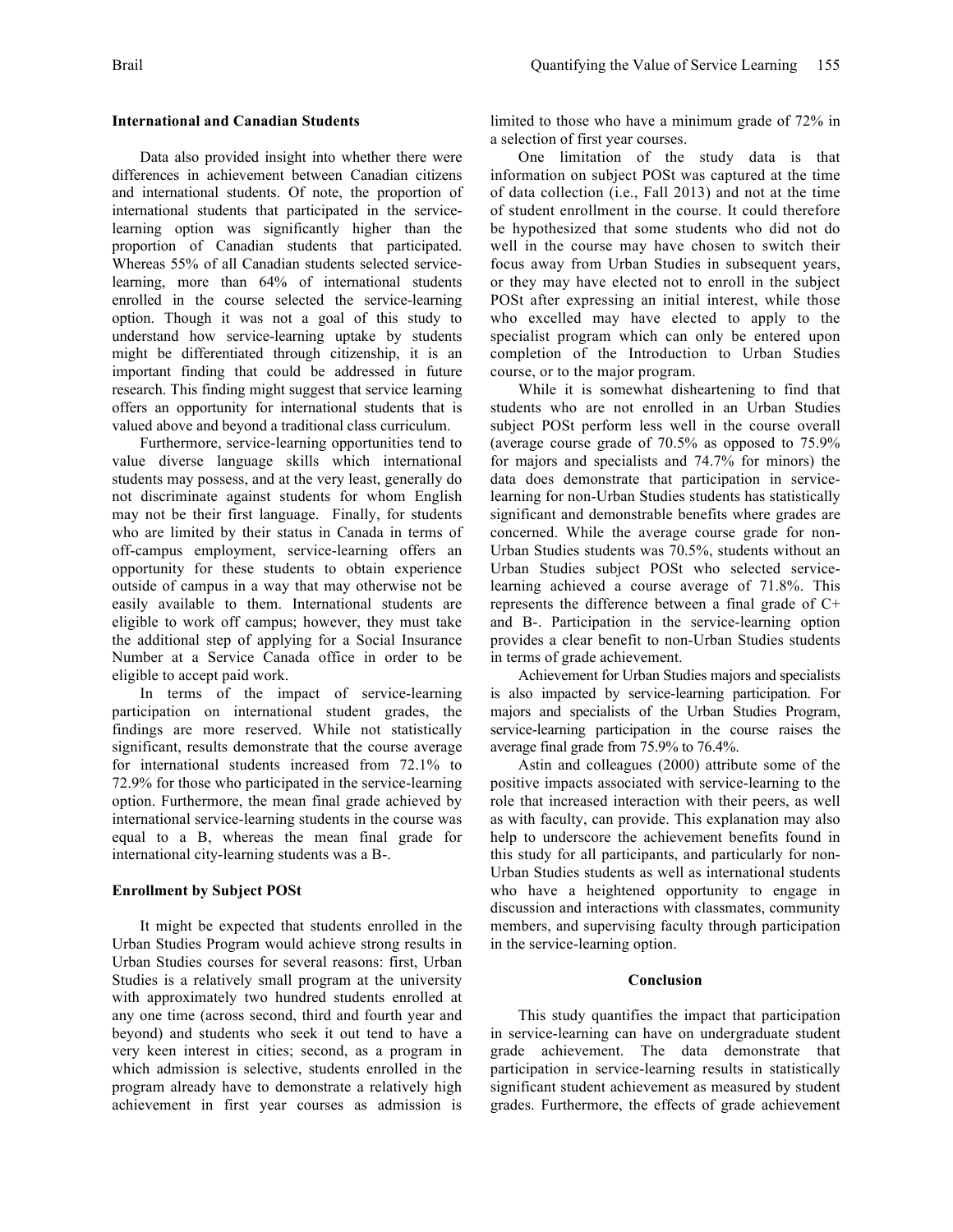### International and Canadian Students

Data also provided insight into whether there were differences in achievement between Canadian citizens and international students. Of note, the proportion of international students that participated in the service-learning option was significantly higher than the proportion of Canadian students that participated. Whereas 55% of all Canadian students selected service-learning, more than 64% of international students enrolled in the course selected the service-learning option. Though it was not a goal of this study to understand how service-learning uptake by students might be differentiated through citizenship, it is an important finding that could be addressed in future research. This finding might suggest that service learning offers an opportunity for international students that is valued above and beyond a traditional class curriculum.

Furthermore, service-learning opportunities tend to value diverse language skills which international students may possess, and at the very least, generally do not discriminate against students for whom English may not be their first language. Finally, for students who are limited by their status in Canada in terms of off-campus employment, service-learning offers an opportunity for these students to obtain experience outside of campus in a way that may otherwise not be easily available to them. International students are eligible to work off campus; however, they must take the additional step of applying for a Social Insurance Number at a Service Canada office in order to be eligible to accept paid work.

In terms of the impact of service-learning participation on international student grades, the findings are more reserved. While not statistically significant, results demonstrate that the course average for international students increased from 72.1% to 72.9% for those who participated in the service-learning option. Furthermore, the mean final grade achieved by international service-learning students in the course was equal to a B, whereas the mean final grade for international city-learning students was a B-.

### Enrollment by Subject POSt

It might be expected that students enrolled in the Urban Studies Program would achieve strong results in Urban Studies courses for several reasons: first, Urban Studies is a relatively small program at the university with approximately two hundred students enrolled at any one time (across second, third and fourth year and beyond) and students who seek it out tend to have a very keen interest in cities; second, as a program in which admission is selective, students enrolled in the program already have to demonstrate a relatively high achievement in first year courses as admission is limited to those who have a minimum grade of 72% in a selection of first year courses.

One limitation of the study data is that information on subject POSt was captured at the time of data collection (i.e., Fall 2013) and not at the time of student enrollment in the course. It could therefore be hypothesized that some students who did not do well in the course may have chosen to switch their focus away from Urban Studies in subsequent years, or they may have elected not to enroll in the subject POSt after expressing an initial interest, while those who excelled may have elected to apply to the specialist program which can only be entered upon completion of the Introduction to Urban Studies course, or to the major program.

While it is somewhat disheartening to find that students who are not enrolled in an Urban Studies subject POSt perform less well in the course overall (average course grade of 70.5% as opposed to 75.9% for majors and specialists and 74.7% for minors) the data does demonstrate that participation in service-learning for non-Urban Studies students has statistically significant and demonstrable benefits where grades are concerned. While the average course grade for non-Urban Studies students was 70.5%, students without an Urban Studies subject POSt who selected service-learning achieved a course average of 71.8%. This represents the difference between a final grade of C+ and B-. Participation in the service-learning option provides a clear benefit to non-Urban Studies students in terms of grade achievement.

Achievement for Urban Studies majors and specialists is also impacted by service-learning participation. For majors and specialists of the Urban Studies Program, service-learning participation in the course raises the average final grade from 75.9% to 76.4%.

Astin and colleagues (2000) attribute some of the positive impacts associated with service-learning to the role that increased interaction with their peers, as well as with faculty, can provide. This explanation may also help to underscore the achievement benefits found in this study for all participants, and particularly for non-Urban Studies students as well as international students who have a heightened opportunity to engage in discussion and interactions with classmates, community members, and supervising faculty through participation in the service-learning option.

## Conclusion

This study quantifies the impact that participation in service-learning can have on undergraduate student grade achievement. The data demonstrate that participation in service-learning results in statistically significant student achievement as measured by student grades. Furthermore, the effects of grade achievement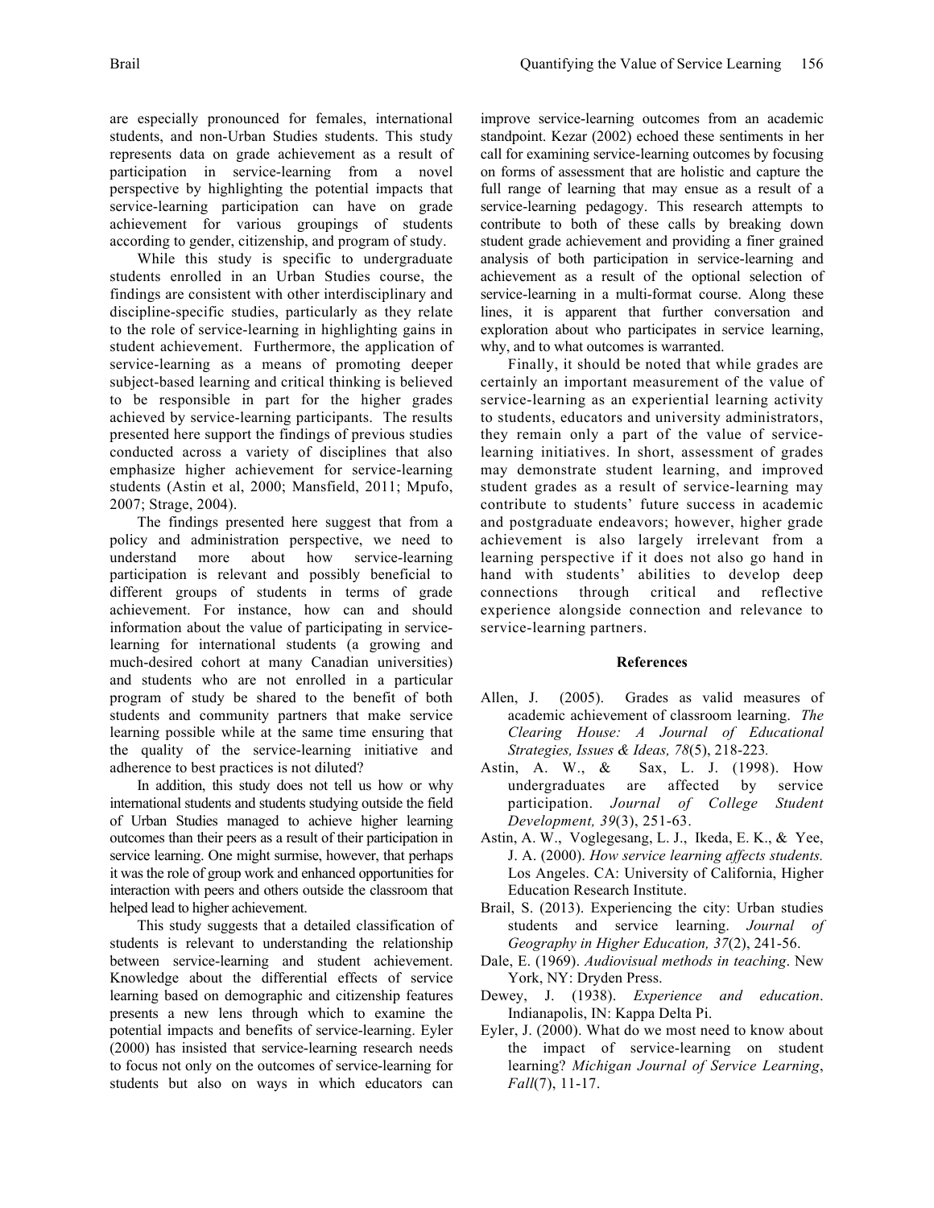are especially pronounced for females, international students, and non-Urban Studies students. This study represents data on grade achievement as a result of participation in service-learning from a novel perspective by highlighting the potential impacts that service-learning participation can have on grade achievement for various groupings of students according to gender, citizenship, and program of study.

While this study is specific to undergraduate students enrolled in an Urban Studies course, the findings are consistent with other interdisciplinary and discipline-specific studies, particularly as they relate to the role of service-learning in highlighting gains in student achievement. Furthermore, the application of service-learning as a means of promoting deeper subject-based learning and critical thinking is believed to be responsible in part for the higher grades achieved by service-learning participants. The results presented here support the findings of previous studies conducted across a variety of disciplines that also emphasize higher achievement for service-learning students (Astin et al, 2000; Mansfield, 2011; Mpufo, 2007; Strage, 2004).

The findings presented here suggest that from a policy and administration perspective, we need to understand more about how service-learning participation is relevant and possibly beneficial to different groups of students in terms of grade achievement. For instance, how can and should information about the value of participating in service-learning for international students (a growing and much-desired cohort at many Canadian universities) and students who are not enrolled in a particular program of study be shared to the benefit of both students and community partners that make service learning possible while at the same time ensuring that the quality of the service-learning initiative and adherence to best practices is not diluted?

In addition, this study does not tell us how or why international students and students studying outside the field of Urban Studies managed to achieve higher learning outcomes than their peers as a result of their participation in service learning. One might surmise, however, that perhaps it was the role of group work and enhanced opportunities for interaction with peers and others outside the classroom that helped lead to higher achievement.

This study suggests that a detailed classification of students is relevant to understanding the relationship between service-learning and student achievement. Knowledge about the differential effects of service learning based on demographic and citizenship features presents a new lens through which to examine the potential impacts and benefits of service-learning. Eyler (2000) has insisted that service-learning research needs to focus not only on the outcomes of service-learning for students but also on ways in which educators can improve service-learning outcomes from an academic standpoint. Kezar (2002) echoed these sentiments in her call for examining service-learning outcomes by focusing on forms of assessment that are holistic and capture the full range of learning that may ensue as a result of a service-learning pedagogy. This research attempts to contribute to both of these calls by breaking down student grade achievement and providing a finer grained analysis of both participation in service-learning and achievement as a result of the optional selection of service-learning in a multi-format course. Along these lines, it is apparent that further conversation and exploration about who participates in service learning, why, and to what outcomes is warranted.

Finally, it should be noted that while grades are certainly an important measurement of the value of service-learning as an experiential learning activity to students, educators and university administrators, they remain only a part of the value of service-learning initiatives. In short, assessment of grades may demonstrate student learning, and improved student grades as a result of service-learning may contribute to students' future success in academic and postgraduate endeavors; however, higher grade achievement is also largely irrelevant from a learning perspective if it does not also go hand in hand with students' abilities to develop deep connections through critical and reflective experience alongside connection and relevance to service-learning partners.

## References

Allen, J. (2005). Grades as valid measures of academic achievement of classroom learning. *The Clearing House: A Journal of Educational Strategies, Issues & Ideas, 78*(5), 218-223.

Astin, A. W., & Sax, L. J. (1998). How undergraduates are affected by service participation. *Journal of College Student Development, 39*(3), 251-63.

Astin, A. W., Voglegesang, L. J., Ikeda, E. K., & Yee, J. A. (2000). *How service learning affects students.* Los Angeles. CA: University of California, Higher Education Research Institute.

Brail, S. (2013). Experiencing the city: Urban studies students and service learning. *Journal of Geography in Higher Education, 37*(2), 241-56.

Dale, E. (1969). *Audiovisual methods in teaching*. New York, NY: Dryden Press.

Dewey, J. (1938). *Experience and education*. Indianapolis, IN: Kappa Delta Pi.

Eyler, J. (2000). What do we most need to know about the impact of service-learning on student learning? *Michigan Journal of Service Learning*, *Fall*(7), 11-17.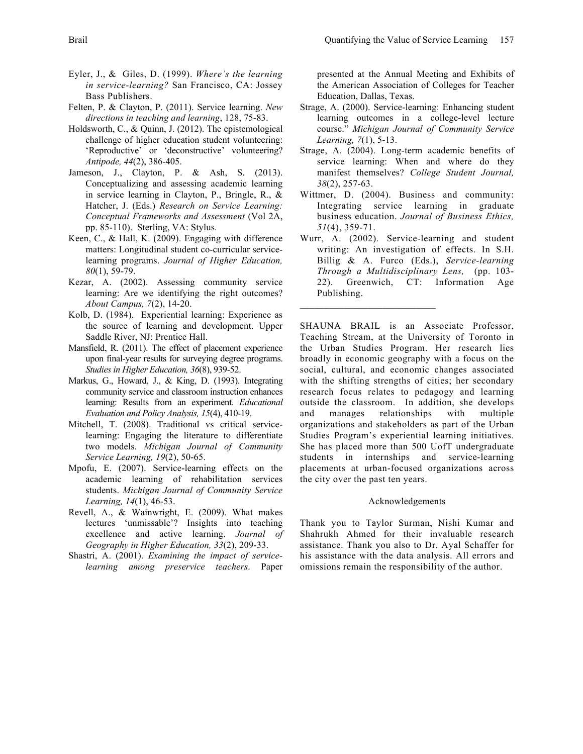Eyler, J., & Giles, D. (1999). *Where's the learning in service-learning?* San Francisco, CA: Jossey Bass Publishers.

Felten, P. & Clayton, P. (2011). Service learning. *New directions in teaching and learning*, 128, 75-83.

Holdsworth, C., & Quinn, J. (2012). The epistemological challenge of higher education student volunteering: 'Reproductive' or 'deconstructive' volunteering? *Antipode, 44*(2), 386-405.

Jameson, J., Clayton, P. & Ash, S. (2013). Conceptualizing and assessing academic learning in service learning in Clayton, P., Bringle, R., & Hatcher, J. (Eds.) *Research on Service Learning: Conceptual Frameworks and Assessment* (Vol 2A, pp. 85-110). Sterling, VA: Stylus.

Keen, C., & Hall, K. (2009). Engaging with difference matters: Longitudinal student co-curricular service-learning programs. *Journal of Higher Education, 80*(1), 59-79.

Kezar, A. (2002). Assessing community service learning: Are we identifying the right outcomes? *About Campus, 7*(2), 14-20.

Kolb, D. (1984). Experiential learning: Experience as the source of learning and development. Upper Saddle River, NJ: Prentice Hall.

Mansfield, R. (2011). The effect of placement experience upon final-year results for surveying degree programs. *Studies in Higher Education, 36*(8), 939-52.

Markus, G., Howard, J., & King, D. (1993). Integrating community service and classroom instruction enhances learning: Results from an experiment. *Educational Evaluation and Policy Analysis, 15*(4), 410-19.

Mitchell, T. (2008). Traditional vs critical service-learning: Engaging the literature to differentiate two models. *Michigan Journal of Community Service Learning, 19*(2), 50-65.

Mpofu, E. (2007). Service-learning effects on the academic learning of rehabilitation services students. *Michigan Journal of Community Service Learning, 14*(1), 46-53.

Revell, A., & Wainwright, E. (2009). What makes lectures 'unmissable'? Insights into teaching excellence and active learning. *Journal of Geography in Higher Education, 33*(2), 209-33.

Shastri, A. (2001). *Examining the impact of service-learning among preservice teachers*. Paper presented at the Annual Meeting and Exhibits of the American Association of Colleges for Teacher Education, Dallas, Texas.

Strage, A. (2000). Service-learning: Enhancing student learning outcomes in a college-level lecture course." *Michigan Journal of Community Service Learning, 7*(1), 5-13.

Strage, A. (2004). Long-term academic benefits of service learning: When and where do they manifest themselves? *College Student Journal, 38*(2), 257-63.

Wittmer, D. (2004). Business and community: Integrating service learning in graduate business education. *Journal of Business Ethics, 51*(4), 359-71.

Wurr, A. (2002). Service-learning and student writing: An investigation of effects. In S.H. Billig & A. Furco (Eds.), *Service-learning Through a Multidisciplinary Lens,* (pp. 103-22). Greenwich, CT: Information Age Publishing.

---

SHAUNA BRAIL is an Associate Professor, Teaching Stream, at the University of Toronto in the Urban Studies Program. Her research lies broadly in economic geography with a focus on the social, cultural, and economic changes associated with the shifting strengths of cities; her secondary research focus relates to pedagogy and learning outside the classroom. In addition, she develops and manages relationships with multiple organizations and stakeholders as part of the Urban Studies Program's experiential learning initiatives. She has placed more than 500 UofT undergraduate students in internships and service-learning placements at urban-focused organizations across the city over the past ten years.

### Acknowledgements

Thank you to Taylor Surman, Nishi Kumar and Shahrukh Ahmed for their invaluable research assistance. Thank you also to Dr. Ayal Schaffer for his assistance with the data analysis. All errors and omissions remain the responsibility of the author.